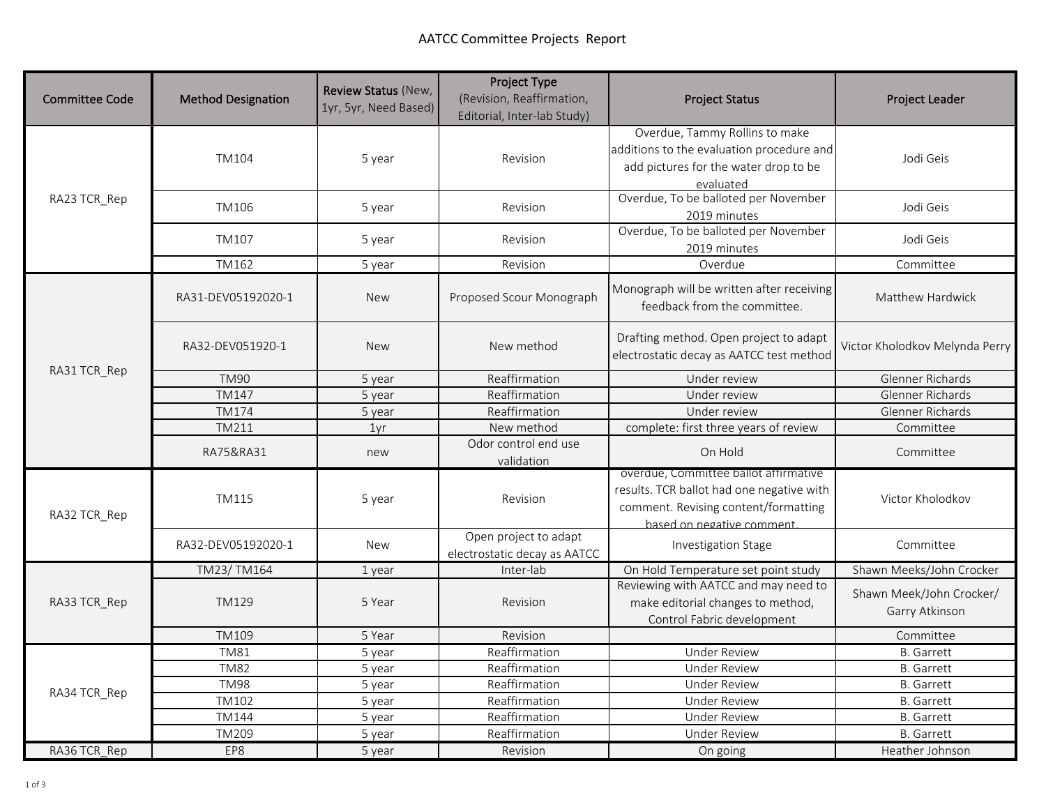# AATCC Committee Projects Report

| Committee Code | Method Designation | Review Status (New, 1yr, 5yr, Need Based) | Project Type (Revision, Reaffirmation, Editorial, Inter-lab Study) | Project Status | Project Leader |
|---|---|---|---|---|---|
| RA23 TCR_Rep | TM104 | 5 year | Revision | Overdue, Tammy Rollins to make additions to the evaluation procedure and add pictures for the water drop to be evaluated | Jodi Geis |
| | TM106 | 5 year | Revision | Overdue, To be balloted per November 2019 minutes | Jodi Geis |
| | TM107 | 5 year | Revision | Overdue, To be balloted per November 2019 minutes | Jodi Geis |
| | TM162 | 5 year | Revision | Overdue | Committee |
| RA31 TCR_Rep | RA31-DEV05192020-1 | New | Proposed Scour Monograph | Monograph will be written after receiving feedback from the committee. | Matthew Hardwick |
| | RA32-DEV051920-1 | New | New method | Drafting method. Open project to adapt electrostatic decay as AATCC test method | Victor Kholodkov Melynda Perry |
| | TM90 | 5 year | Reaffirmation | Under review | Glenner Richards |
| | TM147 | 5 year | Reaffirmation | Under review | Glenner Richards |
| | TM174 | 5 year | Reaffirmation | Under review | Glenner Richards |
| | TM211 | 1yr | New method | complete: first three years of review | Committee |
| | RA75&RA31 | new | Odor control end use validation | On Hold | Committee |
| RA32 TCR_Rep | TM115 | 5 year | Revision | overdue, Committee ballot affirmative results. TCR ballot had one negative with comment. Revising content/formatting based on negative comment. | Victor Kholodkov |
| | RA32-DEV05192020-1 | New | Open project to adapt electrostatic decay as AATCC | Investigation Stage | Committee |
| RA33 TCR_Rep | TM23/ TM164 | 1 year | Inter-lab | On Hold Temperature set point study | Shawn Meeks/John Crocker |
| | TM129 | 5 Year | Revision | Reviewing with AATCC and may need to make editorial changes to method, Control Fabric development | Shawn Meek/John Crocker/ Garry Atkinson |
| | TM109 | 5 Year | Revision | | Committee |
| RA34 TCR_Rep | TM81 | 5 year | Reaffirmation | Under Review | B. Garrett |
| | TM82 | 5 year | Reaffirmation | Under Review | B. Garrett |
| | TM98 | 5 year | Reaffirmation | Under Review | B. Garrett |
| | TM102 | 5 year | Reaffirmation | Under Review | B. Garrett |
| | TM144 | 5 year | Reaffirmation | Under Review | B. Garrett |
| | TM209 | 5 year | Reaffirmation | Under Review | B. Garrett |
| RA36 TCR_Rep | EP8 | 5 year | Revision | On going | Heather Johnson |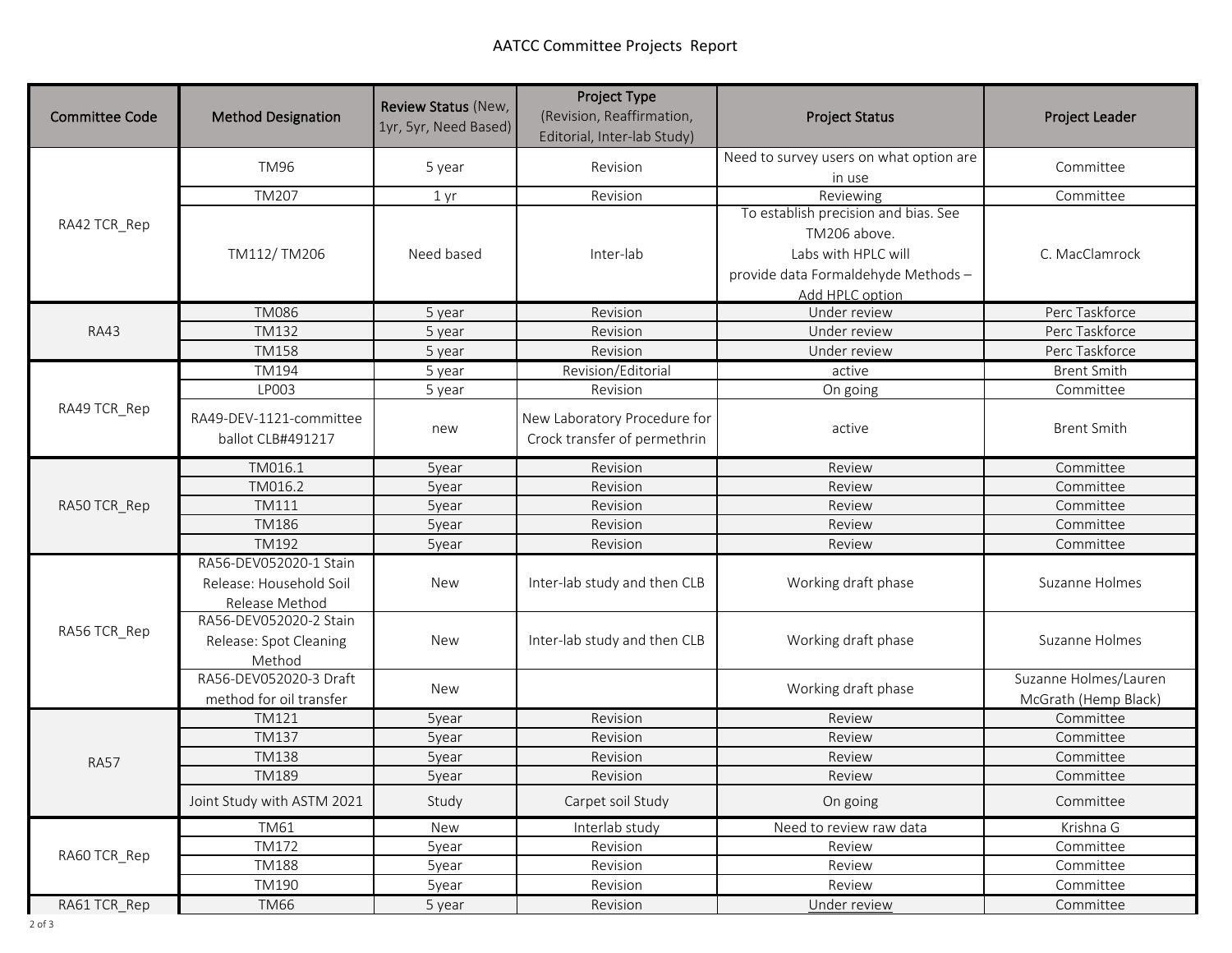# AATCC Committee Projects Report

| Committee Code | Method Designation | Review Status (New, 1yr, 5yr, Need Based) | Project Type (Revision, Reaffirmation, Editorial, Inter-lab Study) | Project Status | Project Leader |
|---|---|---|---|---|---|
| RA42 TCR_Rep | TM96 | 5 year | Revision | Need to survey users on what option are in use | Committee |
| | TM207 | 1 yr | Revision | Reviewing | Committee |
| | TM112/ TM206 | Need based | Inter-lab | To establish precision and bias. See TM206 above. Labs with HPLC will provide data Formaldehyde Methods – Add HPLC option | C. MacClamrock |
| RA43 | TM086 | 5 year | Revision | Under review | Perc Taskforce |
| | TM132 | 5 year | Revision | Under review | Perc Taskforce |
| | TM158 | 5 year | Revision | Under review | Perc Taskforce |
| RA49 TCR_Rep | TM194 | 5 year | Revision/Editorial | active | Brent Smith |
| | LP003 | 5 year | Revision | On going | Committee |
| | RA49-DEV-1121-committee ballot CLB#491217 | new | New Laboratory Procedure for Crock transfer of permethrin | active | Brent Smith |
| RA50 TCR_Rep | TM016.1 | 5year | Revision | Review | Committee |
| | TM016.2 | 5year | Revision | Review | Committee |
| | TM111 | 5year | Revision | Review | Committee |
| | TM186 | 5year | Revision | Review | Committee |
| | TM192 | 5year | Revision | Review | Committee |
| RA56 TCR_Rep | RA56-DEV052020-1 Stain Release: Household Soil Release Method | New | Inter-lab study and then CLB | Working draft phase | Suzanne Holmes |
| | RA56-DEV052020-2 Stain Release: Spot Cleaning Method | New | Inter-lab study and then CLB | Working draft phase | Suzanne Holmes |
| | RA56-DEV052020-3 Draft method for oil transfer | New | | Working draft phase | Suzanne Holmes/Lauren McGrath (Hemp Black) |
| RA57 | TM121 | 5year | Revision | Review | Committee |
| | TM137 | 5year | Revision | Review | Committee |
| | TM138 | 5year | Revision | Review | Committee |
| | TM189 | 5year | Revision | Review | Committee |
| | Joint Study with ASTM 2021 | Study | Carpet soil Study | On going | Committee |
| RA60 TCR_Rep | TM61 | New | Interlab study | Need to review raw data | Krishna G |
| | TM172 | 5year | Revision | Review | Committee |
| | TM188 | 5year | Revision | Review | Committee |
| | TM190 | 5year | Revision | Review | Committee |
| RA61 TCR_Rep | TM66 | 5 year | Revision | Under review | Committee |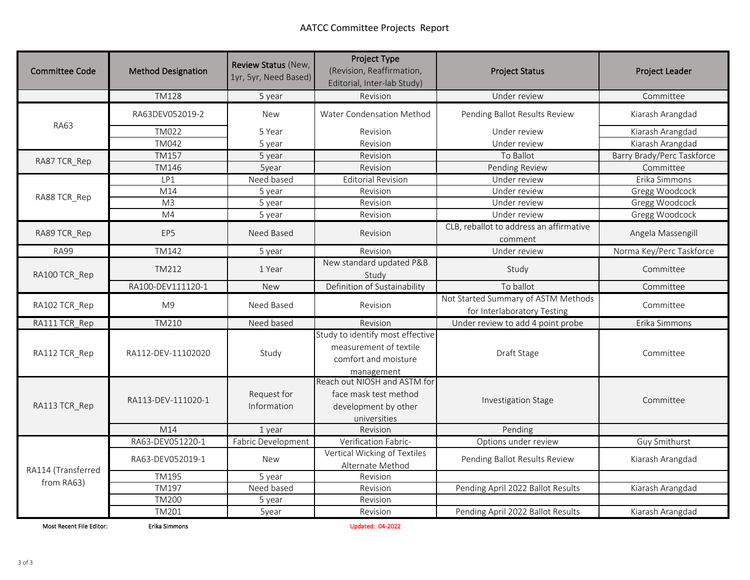AATCC Committee Projects Report

| Committee Code | Method Designation | Review Status (New, 1yr, 5yr, Need Based) | Project Type (Revision, Reaffirmation, Editorial, Inter-lab Study) | Project Status | Project Leader |
|---|---|---|---|---|---|
| | TM128 | 5 year | Revision | Under review | Committee |
| RA63 | RA63DEV052019-2 | New | Water Condensation Method | Pending Ballot Results Review | Kiarash Arangdad |
| | TM022 | 5 Year | Revision | Under review | Kiarash Arangdad |
| | TM042 | 5 year | Revision | Under review | Kiarash Arangdad |
| RA87 TCR_Rep | TM157 | 5 year | Revision | To Ballot | Barry Brady/Perc Taskforce |
| | TM146 | 5year | Revision | Pending Review | Committee |
| RA88 TCR_Rep | LP1 | Need based | Editorial Revision | Under review | Erika Simmons |
| | M14 | 5 year | Revision | Under review | Gregg Woodcock |
| | M3 | 5 year | Revision | Under review | Gregg Woodcock |
| | M4 | 5 year | Revision | Under review | Gregg Woodcock |
| RA89 TCR_Rep | EP5 | Need Based | Revision | CLB, reballot to address an affirmative comment | Angela Massengill |
| RA99 | TM142 | 5 year | Revision | Under review | Norma Key/Perc Taskforce |
| RA100 TCR_Rep | TM212 | 1 Year | New standard updated P&B Study | Study | Committee |
| | RA100-DEV111120-1 | New | Definition of Sustainability | To ballot | Committee |
| RA102 TCR_Rep | M9 | Need Based | Revision | Not Started Summary of ASTM Methods for Interlaboratory Testing | Committee |
| RA111 TCR_Rep | TM210 | Need based | Revision | Under review to add 4 point probe | Erika Simmons |
| RA112 TCR_Rep | RA112-DEV-11102020 | Study | Study to identify most effective measurement of textile comfort and moisture management | Draft Stage | Committee |
| RA113 TCR_Rep | RA113-DEV-111020-1 | Request for Information | Reach out NIOSH and ASTM for face mask test method development by other universities | Investigation Stage | Committee |
| | M14 | 1 year | Revision | Pending | |
| RA114 (Transferred from RA63) | RA63-DEV051220-1 | Fabric Development | Verification Fabric- | Options under review | Guy Smithurst |
| | RA63-DEV052019-1 | New | Vertical Wicking of Textiles Alternate Method | Pending Ballot Results Review | Kiarash Arangdad |
| | TM195 | 5 year | Revision | | |
| | TM197 | Need based | Revision | Pending April 2022 Ballot Results | Kiarash Arangdad |
| | TM200 | 5 year | Revision | | |
| | TM201 | 5year | Revision | Pending April 2022 Ballot Results | Kiarash Arangdad |

Most Recent File Editor: Erika Simmons

Updated: 04-2022